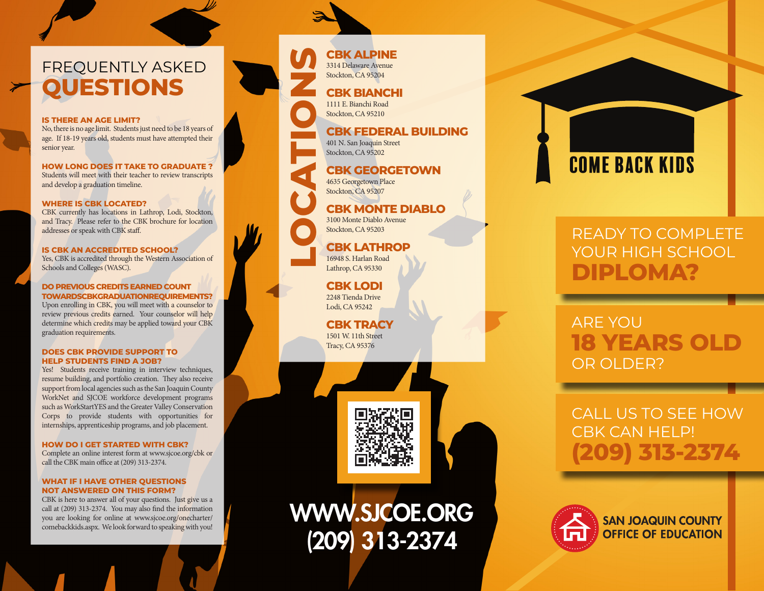# FREQUENTLY ASKED QUESTIONS

**IS THERE AN AGE LIMIT?**
No, there is no age limit. Students just need to be 18 years of age. If 18-19 years old, students must have attempted their senior year.

**HOW LONG DOES IT TAKE TO GRADUATE ?**
Students will meet with their teacher to review transcripts and develop a graduation timeline.

**WHERE IS CBK LOCATED?**
CBK currently has locations in Lathrop, Lodi, Stockton, and Tracy. Please refer to the CBK brochure for location addresses or speak with CBK staff.

**IS CBK AN ACCREDITED SCHOOL?**
Yes, CBK is accredited through the Western Association of Schools and Colleges (WASC).

**DO PREVIOUS CREDITS EARNED COUNT TOWARDSCBKGRADUATIONREQUIREMENTS?**
Upon enrolling in CBK, you will meet with a counselor to review previous credits earned. Your counselor will help determine which credits may be applied toward your CBK graduation requirements.

**DOES CBK PROVIDE SUPPORT TO HELP STUDENTS FIND A JOB?**
Yes! Students receive training in interview techniques, resume building, and portfolio creation. They also receive support from local agencies such as the San Joaquin County WorkNet and SJCOE workforce development programs such as WorkStartYES and the Greater Valley Conservation Corps to provide students with opportunities for internships, apprenticeship programs, and job placement.

**HOW DO I GET STARTED WITH CBK?**
Complete an online interest form at www.sjcoe.org/cbk or call the CBK main office at (209) 313-2374.

**WHAT IF I HAVE OTHER QUESTIONS NOT ANSWERED ON THIS FORM?**
CBK is here to answer all of your questions. Just give us a call at (209) 313-2374. You may also find the information you are looking for online at www.sjcoe.org/onecharter/comebackkids.aspx. We look forward to speaking with you!

# LOCATIONS

**CBK ALPINE**
3314 Delaware Avenue
Stockton, CA 95204

**CBK BIANCHI**
1111 E. Bianchi Road
Stockton, CA 95210

**CBK FEDERAL BUILDING**
401 N. San Joaquin Street
Stockton, CA 95202

**CBK GEORGETOWN**
4635 Georgetown Place
Stockton, CA 95207

**CBK MONTE DIABLO**
3100 Monte Diablo Avenue
Stockton, CA 95203

**CBK LATHROP**
16948 S. Harlan Road
Lathrop, CA 95330

**CBK LODI**
2248 Tienda Drive
Lodi, CA 95242

**CBK TRACY**
1501 W. 11th Street
Tracy, CA 95376

**WWW.SJCOE.ORG**
**(209) 313-2374**

# COME BACK KIDS

READY TO COMPLETE YOUR HIGH SCHOOL **DIPLOMA?**

ARE YOU **18 YEARS OLD** OR OLDER?

CALL US TO SEE HOW CBK CAN HELP! **(209) 313-2374**

SAN JOAQUIN COUNTY OFFICE OF EDUCATION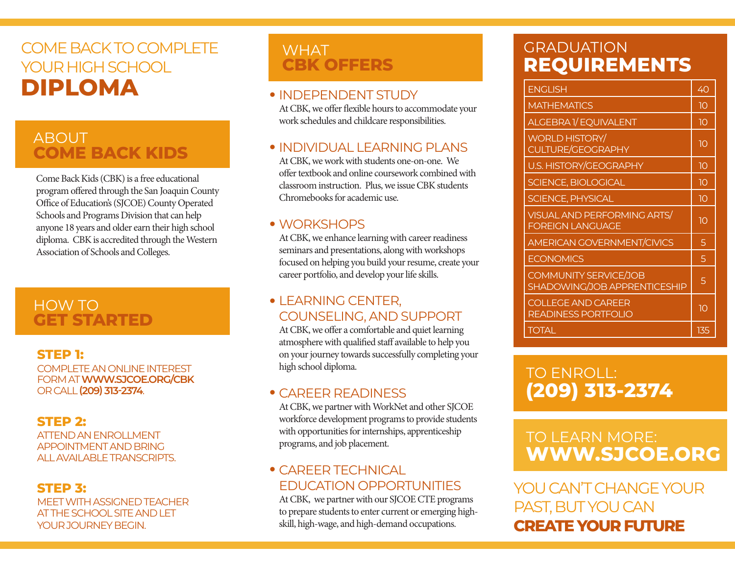# COME BACK TO COMPLETE YOUR HIGH SCHOOL **DIPLOMA**

## ABOUT **COME BACK KIDS**

Come Back Kids (CBK) is a free educational program offered through the San Joaquin County Office of Education's (SJCOE) County Operated Schools and Programs Division that can help anyone 18 years and older earn their high school diploma. CBK is accredited through the Western Association of Schools and Colleges.

## HOW TO **GET STARTED**

**STEP 1:**

COMPLETE AN ONLINE INTEREST FORM AT **WWW.SJCOE.ORG/CBK** OR CALL **(209) 313-2374**.

**STEP 2:**

ATTEND AN ENROLLMENT APPOINTMENT AND BRING ALL AVAILABLE TRANSCRIPTS.

**STEP 3:**

MEET WITH ASSIGNED TEACHER AT THE SCHOOL SITE AND LET YOUR JOURNEY BEGIN.

## WHAT **CBK OFFERS**

- **INDEPENDENT STUDY**

  At CBK, we offer flexible hours to accommodate your work schedules and childcare responsibilities.

- **INDIVIDUAL LEARNING PLANS**

  At CBK, we work with students one-on-one. We offer textbook and online coursework combined with classroom instruction. Plus, we issue CBK students Chromebooks for academic use.

- **WORKSHOPS**

  At CBK, we enhance learning with career readiness seminars and presentations, along with workshops focused on helping you build your resume, create your career portfolio, and develop your life skills.

- **LEARNING CENTER, COUNSELING, AND SUPPORT**

  At CBK, we offer a comfortable and quiet learning atmosphere with qualified staff available to help you on your journey towards successfully completing your high school diploma.

- **CAREER READINESS**

  At CBK, we partner with WorkNet and other SJCOE workforce development programs to provide students with opportunities for internships, apprenticeship programs, and job placement.

- **CAREER TECHNICAL EDUCATION OPPORTUNITIES**

  At CBK, we partner with our SJCOE CTE programs to prepare students to enter current or emerging high-skill, high-wage, and high-demand occupations.

## GRADUATION **REQUIREMENTS**

| | |
|---|---|
| ENGLISH | 40 |
| MATHEMATICS | 10 |
| ALGEBRA 1/ EQUIVALENT | 10 |
| WORLD HISTORY/ CULTURE/GEOGRAPHY | 10 |
| U.S. HISTORY/GEOGRAPHY | 10 |
| SCIENCE, BIOLOGICAL | 10 |
| SCIENCE, PHYSICAL | 10 |
| VISUAL AND PERFORMING ARTS/ FOREIGN LANGUAGE | 10 |
| AMERICAN GOVERNMENT/CIVICS | 5 |
| ECONOMICS | 5 |
| COMMUNITY SERVICE/JOB SHADOWING/JOB APPRENTICESHIP | 5 |
| COLLEGE AND CAREER READINESS PORTFOLIO | 10 |
| TOTAL | 135 |

TO ENROLL:
**(209) 313-2374**

TO LEARN MORE:
**WWW.SJCOE.ORG**

YOU CAN'T CHANGE YOUR PAST, BUT YOU CAN **CREATE YOUR FUTURE**